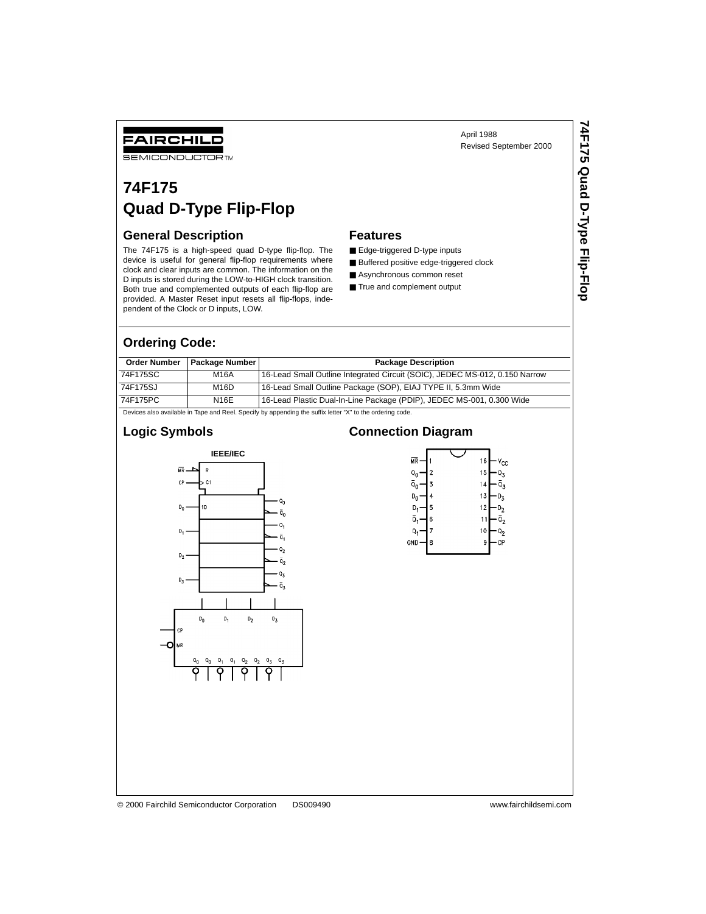FAIRCHILD SEMICONDUCTOR™

April 1988
Revised September 2000

# 74F175
# Quad D-Type Flip-Flop

## General Description

The 74F175 is a high-speed quad D-type flip-flop. The device is useful for general flip-flop requirements where clock and clear inputs are common. The information on the D inputs is stored during the LOW-to-HIGH clock transition. Both true and complemented outputs of each flip-flop are provided. A Master Reset input resets all flip-flops, independent of the Clock or D inputs, LOW.

## Features

- Edge-triggered D-type inputs
- Buffered positive edge-triggered clock
- Asynchronous common reset
- True and complement output

## Ordering Code:

| Order Number | Package Number | Package Description |
|---|---|---|
| 74F175SC | M16A | 16-Lead Small Outline Integrated Circuit (SOIC), JEDEC MS-012, 0.150 Narrow |
| 74F175SJ | M16D | 16-Lead Small Outline Package (SOP), EIAJ TYPE II, 5.3mm Wide |
| 74F175PC | N16E | 16-Lead Plastic Dual-In-Line Package (PDIP), JEDEC MS-001, 0.300 Wide |

Devices also available in Tape and Reel. Specify by appending the suffix letter "X" to the ordering code.

## Logic Symbols

IEEE/IEC

## Connection Diagram

| Pin | Name | Pin | Name |
|---|---|---|---|
| 1 | $\overline{MR}$ | 16 | $V_{CC}$ |
| 2 | $Q_0$ | 15 | $Q_3$ |
| 3 | $\overline{Q}_0$ | 14 | $\overline{Q}_3$ |
| 4 | $D_0$ | 13 | $D_3$ |
| 5 | $D_1$ | 12 | $D_2$ |
| 6 | $\overline{Q}_1$ | 11 | $\overline{Q}_2$ |
| 7 | $Q_1$ | 10 | $Q_2$ |
| 8 | GND | 9 | CP |

© 2000 Fairchild Semiconductor Corporation DS009490 www.fairchildsemi.com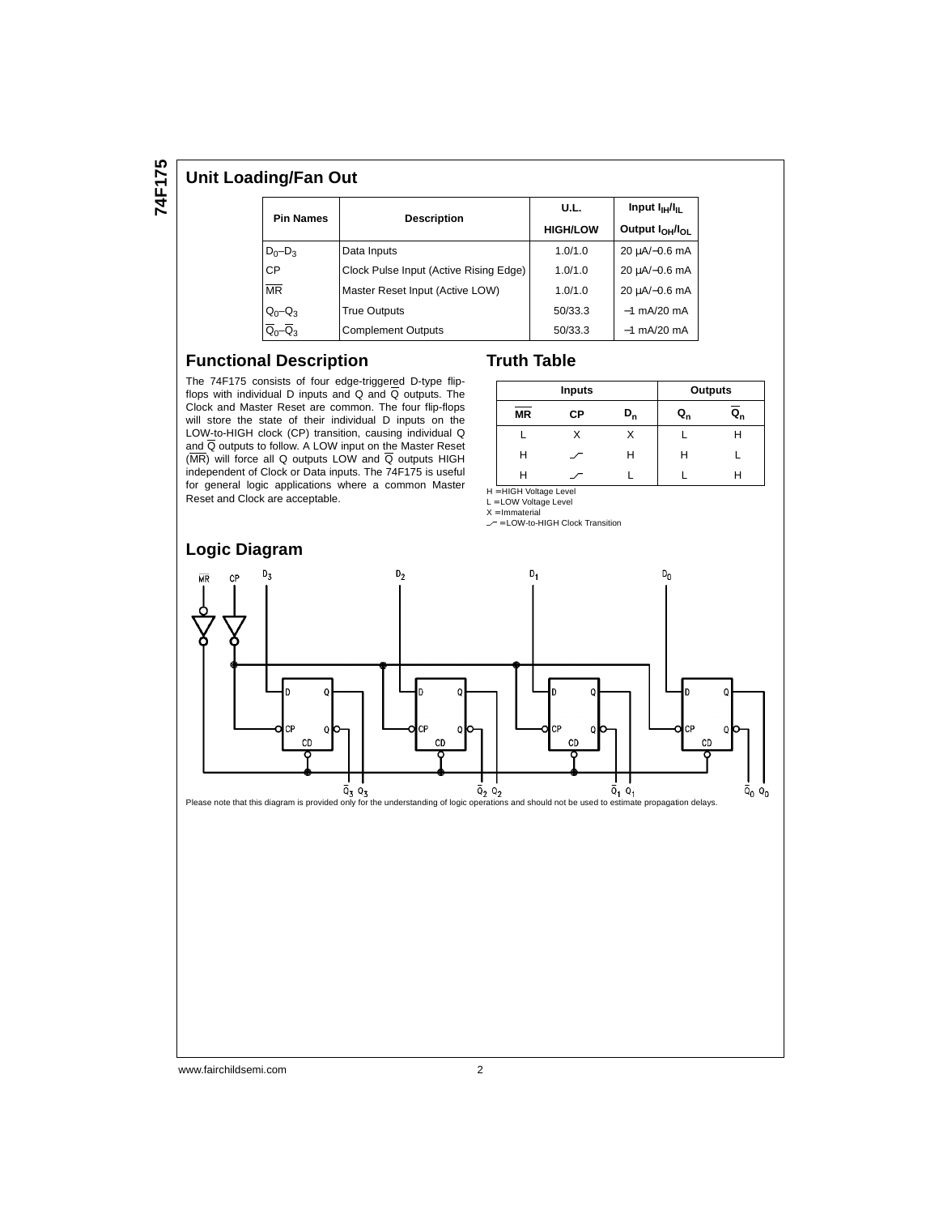## Unit Loading/Fan Out

| Pin Names | Description | U.L. HIGH/LOW | Input $I_{IH}/I_{IL}$ Output $I_{OH}/I_{OL}$ |
|---|---|---|---|
| $D_0$–$D_3$ | Data Inputs | 1.0/1.0 | 20 µA/−0.6 mA |
| CP | Clock Pulse Input (Active Rising Edge) | 1.0/1.0 | 20 µA/−0.6 mA |
| $\overline{MR}$ | Master Reset Input (Active LOW) | 1.0/1.0 | 20 µA/−0.6 mA |
| $Q_0$–$Q_3$ | True Outputs | 50/33.3 | −1 mA/20 mA |
| $\overline{Q}_0$–$\overline{Q}_3$ | Complement Outputs | 50/33.3 | −1 mA/20 mA |

## Functional Description

The 74F175 consists of four edge-triggered D-type flip-flops with individual D inputs and Q and $\overline{Q}$ outputs. The Clock and Master Reset are common. The four flip-flops will store the state of their individual D inputs on the LOW-to-HIGH clock (CP) transition, causing individual Q and $\overline{Q}$ outputs to follow. A LOW input on the Master Reset ($\overline{MR}$) will force all Q outputs LOW and $\overline{Q}$ outputs HIGH independent of Clock or Data inputs. The 74F175 is useful for general logic applications where a common Master Reset and Clock are acceptable.

## Truth Table

| Inputs | | | Outputs | |
|---|---|---|---|---|
| $\overline{MR}$ | CP | $D_n$ | $Q_n$ | $\overline{Q}_n$ |
| L | X | X | L | H |
| H | ⌐ | H | H | L |
| H | ⌐ | L | L | H |

H = HIGH Voltage Level
L = LOW Voltage Level
X = Immaterial
⌐ = LOW-to-HIGH Clock Transition

## Logic Diagram

Please note that this diagram is provided only for the understanding of logic operations and should not be used to estimate propagation delays.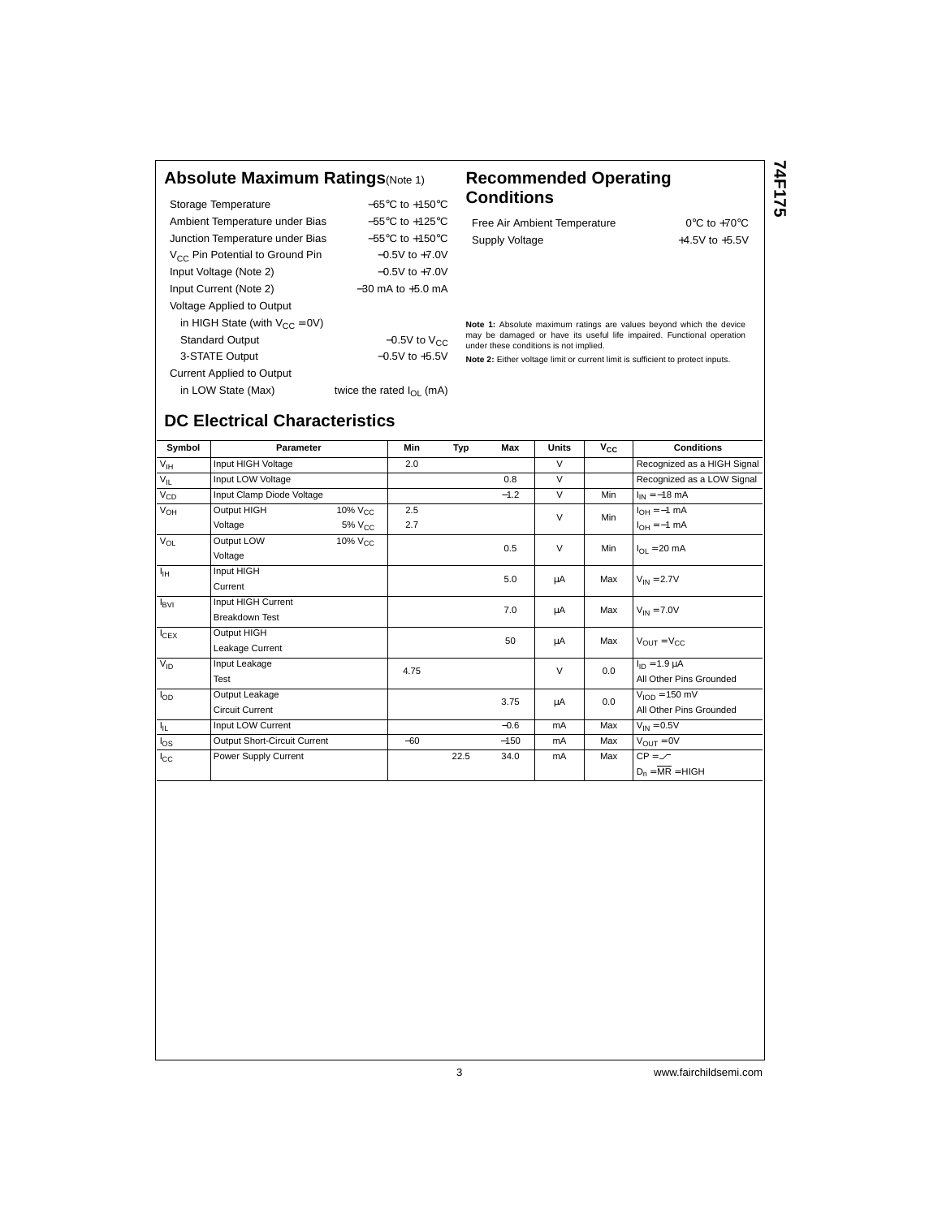## Absolute Maximum Ratings (Note 1)

| | |
|---|---|
| Storage Temperature | −65°C to +150°C |
| Ambient Temperature under Bias | −55°C to +125°C |
| Junction Temperature under Bias | −55°C to +150°C |
| $V_{CC}$ Pin Potential to Ground Pin | −0.5V to +7.0V |
| Input Voltage (Note 2) | −0.5V to +7.0V |
| Input Current (Note 2) | −30 mA to +5.0 mA |
| Voltage Applied to Output | |
| in HIGH State (with $V_{CC}$ = 0V) | |
| Standard Output | −0.5V to $V_{CC}$ |
| 3-STATE Output | −0.5V to +5.5V |
| Current Applied to Output | |
| in LOW State (Max) | twice the rated $I_{OL}$ (mA) |

## Recommended Operating Conditions

| | |
|---|---|
| Free Air Ambient Temperature | 0°C to +70°C |
| Supply Voltage | +4.5V to +5.5V |

**Note 1:** Absolute maximum ratings are values beyond which the device may be damaged or have its useful life impaired. Functional operation under these conditions is not implied.

**Note 2:** Either voltage limit or current limit is sufficient to protect inputs.

## DC Electrical Characteristics

| Symbol | Parameter | | Min | Typ | Max | Units | $V_{CC}$ | Conditions |
|---|---|---|---|---|---|---|---|---|
| $V_{IH}$ | Input HIGH Voltage | | 2.0 | | | V | | Recognized as a HIGH Signal |
| $V_{IL}$ | Input LOW Voltage | | | | 0.8 | V | | Recognized as a LOW Signal |
| $V_{CD}$ | Input Clamp Diode Voltage | | | | −1.2 | V | Min | $I_{IN}$ = −18 mA |
| $V_{OH}$ | Output HIGH Voltage | 10% $V_{CC}$ | 2.5 | | | V | Min | $I_{OH}$ = −1 mA |
| | | 5% $V_{CC}$ | 2.7 | | | | | $I_{OH}$ = −1 mA |
| $V_{OL}$ | Output LOW Voltage | 10% $V_{CC}$ | | | 0.5 | V | Min | $I_{OL}$ = 20 mA |
| $I_{IH}$ | Input HIGH Current | | | | 5.0 | µA | Max | $V_{IN}$ = 2.7V |
| $I_{BVI}$ | Input HIGH Current Breakdown Test | | | | 7.0 | µA | Max | $V_{IN}$ = 7.0V |
| $I_{CEX}$ | Output HIGH Leakage Current | | | | 50 | µA | Max | $V_{OUT}$ = $V_{CC}$ |
| $V_{ID}$ | Input Leakage Test | | 4.75 | | | V | 0.0 | $I_{ID}$ = 1.9 µA, All Other Pins Grounded |
| $I_{OD}$ | Output Leakage Circuit Current | | | | 3.75 | µA | 0.0 | $V_{IOD}$ = 150 mV, All Other Pins Grounded |
| $I_{IL}$ | Input LOW Current | | | | −0.6 | mA | Max | $V_{IN}$ = 0.5V |
| $I_{OS}$ | Output Short-Circuit Current | | −60 | | −150 | mA | Max | $V_{OUT}$ = 0V |
| $I_{CC}$ | Power Supply Current | | | 22.5 | 34.0 | mA | Max | CP = ⎍, $D_n$ = $\overline{MR}$ = HIGH |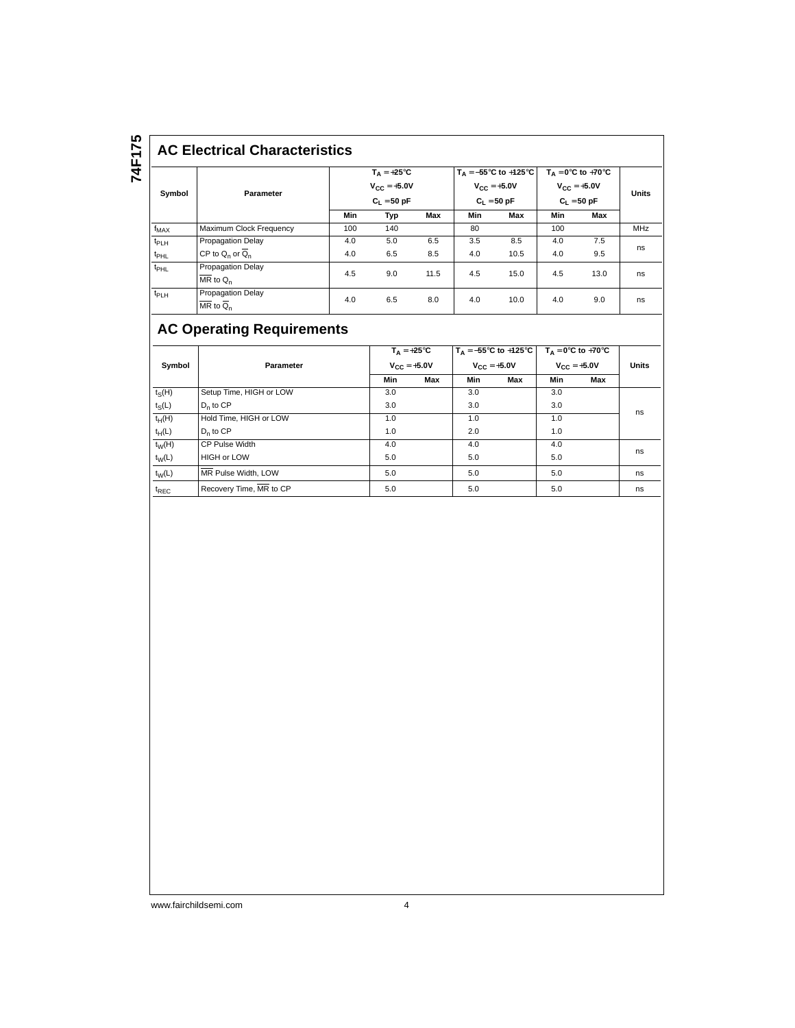## AC Electrical Characteristics

| Symbol | Parameter | $T_A = +25°C$ $V_{CC} = +5.0V$ $C_L = 50$ pF | | | $T_A = -55°C$ to $+125°C$ $V_{CC} = +5.0V$ $C_L = 50$ pF | | $T_A = 0°C$ to $+70°C$ $V_{CC} = +5.0V$ $C_L = 50$ pF | | Units |
|---|---|---|---|---|---|---|---|---|---|
| | | Min | Typ | Max | Min | Max | Min | Max | |
| $f_{MAX}$ | Maximum Clock Frequency | 100 | 140 | | 80 | | 100 | | MHz |
| $t_{PLH}$ | Propagation Delay | 4.0 | 5.0 | 6.5 | 3.5 | 8.5 | 4.0 | 7.5 | ns |
| $t_{PHL}$ | CP to $Q_n$ or $\overline{Q}_n$ | 4.0 | 6.5 | 8.5 | 4.0 | 10.5 | 4.0 | 9.5 | |
| $t_{PHL}$ | Propagation Delay $\overline{MR}$ to $Q_n$ | 4.5 | 9.0 | 11.5 | 4.5 | 15.0 | 4.5 | 13.0 | ns |
| $t_{PLH}$ | Propagation Delay $\overline{MR}$ to $\overline{Q}_n$ | 4.0 | 6.5 | 8.0 | 4.0 | 10.0 | 4.0 | 9.0 | ns |

## AC Operating Requirements

| Symbol | Parameter | $T_A = +25°C$ $V_{CC} = +5.0V$ | | $T_A = -55°C$ to $+125°C$ $V_{CC} = +5.0V$ | | $T_A = 0°C$ to $+70°C$ $V_{CC} = +5.0V$ | | Units |
|---|---|---|---|---|---|---|---|---|
| | | Min | Max | Min | Max | Min | Max | |
| $t_S(H)$ | Setup Time, HIGH or LOW | 3.0 | | 3.0 | | 3.0 | | ns |
| $t_S(L)$ | $D_n$ to CP | 3.0 | | 3.0 | | 3.0 | | |
| $t_H(H)$ | Hold Time, HIGH or LOW | 1.0 | | 1.0 | | 1.0 | | |
| $t_H(L)$ | $D_n$ to CP | 1.0 | | 2.0 | | 1.0 | | |
| $t_W(H)$ | CP Pulse Width | 4.0 | | 4.0 | | 4.0 | | ns |
| $t_W(L)$ | HIGH or LOW | 5.0 | | 5.0 | | 5.0 | | |
| $t_W(L)$ | $\overline{MR}$ Pulse Width, LOW | 5.0 | | 5.0 | | 5.0 | | ns |
| $t_{REC}$ | Recovery Time, $\overline{MR}$ to CP | 5.0 | | 5.0 | | 5.0 | | ns |